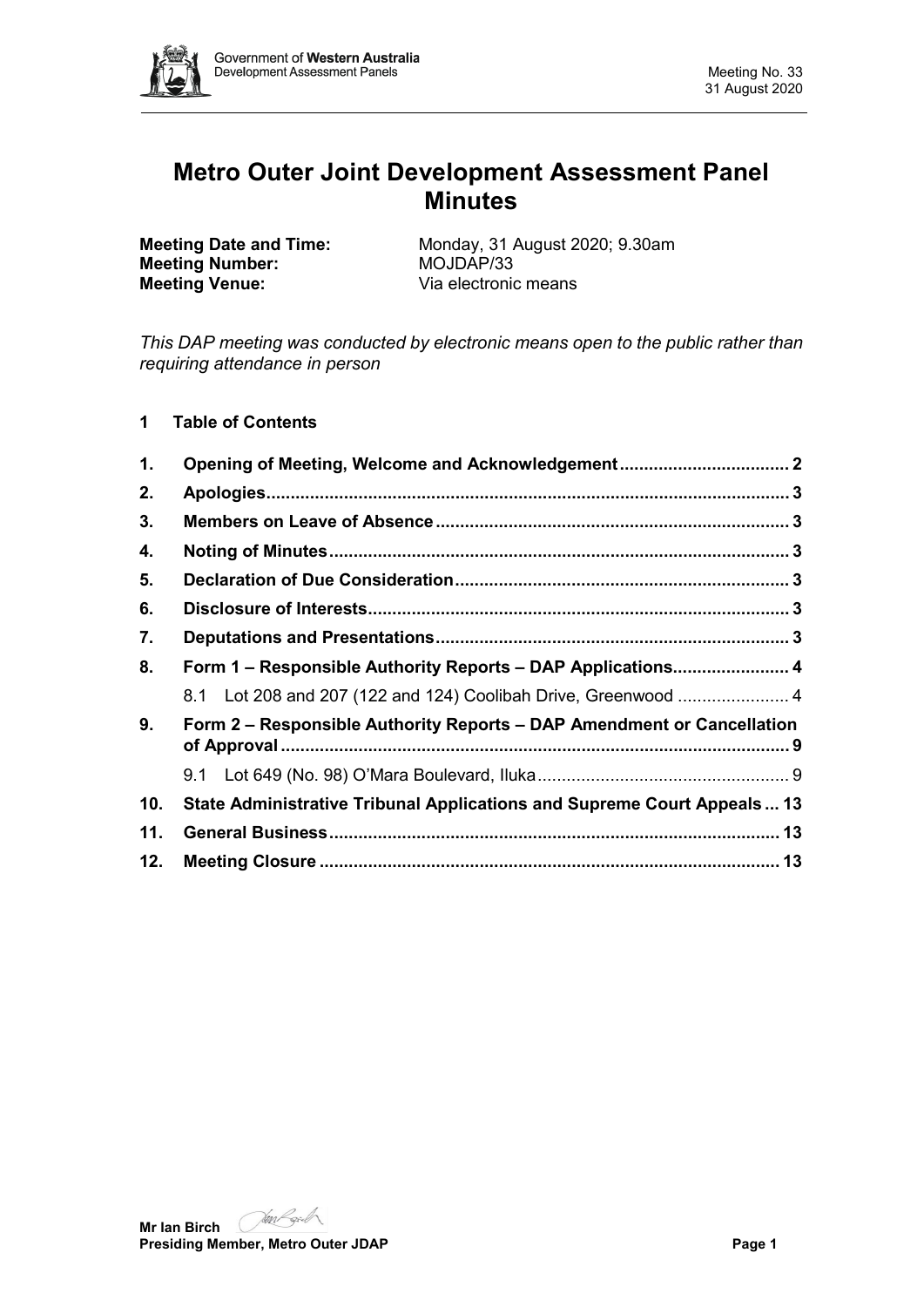# Metro Outer Joint Development Assessment Panel Minutes

**Meeting Date and Time:** Monday, 31 August 2020; 9.30am
**Meeting Number:** MOJDAP/33
**Meeting Venue:** Via electronic means

*This DAP meeting was conducted by electronic means open to the public rather than requiring attendance in person*

## 1 Table of Contents

| | | |
|---|---|---|
| **1.** | **Opening of Meeting, Welcome and Acknowledgement** | **2** |
| **2.** | **Apologies** | **3** |
| **3.** | **Members on Leave of Absence** | **3** |
| **4.** | **Noting of Minutes** | **3** |
| **5.** | **Declaration of Due Consideration** | **3** |
| **6.** | **Disclosure of Interests** | **3** |
| **7.** | **Deputations and Presentations** | **3** |
| **8.** | **Form 1 – Responsible Authority Reports – DAP Applications** | **4** |
| | 8.1 Lot 208 and 207 (122 and 124) Coolibah Drive, Greenwood | 4 |
| **9.** | **Form 2 – Responsible Authority Reports – DAP Amendment or Cancellation of Approval** | **9** |
| | 9.1 Lot 649 (No. 98) O'Mara Boulevard, Iluka | 9 |
| **10.** | **State Administrative Tribunal Applications and Supreme Court Appeals** | **13** |
| **11.** | **General Business** | **13** |
| **12.** | **Meeting Closure** | **13** |

**Mr Ian Birch**
**Presiding Member, Metro Outer JDAP**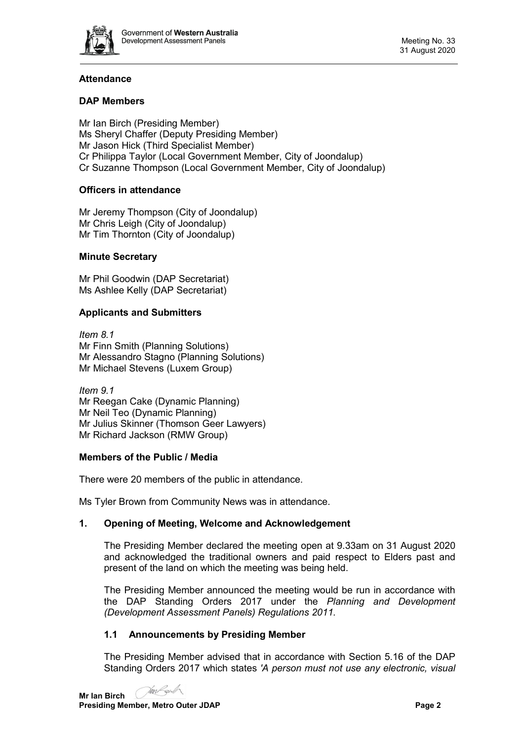## Attendance

### DAP Members

Mr Ian Birch (Presiding Member)
Ms Sheryl Chaffer (Deputy Presiding Member)
Mr Jason Hick (Third Specialist Member)
Cr Philippa Taylor (Local Government Member, City of Joondalup)
Cr Suzanne Thompson (Local Government Member, City of Joondalup)

### Officers in attendance

Mr Jeremy Thompson (City of Joondalup)
Mr Chris Leigh (City of Joondalup)
Mr Tim Thornton (City of Joondalup)

### Minute Secretary

Mr Phil Goodwin (DAP Secretariat)
Ms Ashlee Kelly (DAP Secretariat)

### Applicants and Submitters

*Item 8.1*
Mr Finn Smith (Planning Solutions)
Mr Alessandro Stagno (Planning Solutions)
Mr Michael Stevens (Luxem Group)

*Item 9.1*
Mr Reegan Cake (Dynamic Planning)
Mr Neil Teo (Dynamic Planning)
Mr Julius Skinner (Thomson Geer Lawyers)
Mr Richard Jackson (RMW Group)

### Members of the Public / Media

There were 20 members of the public in attendance.

Ms Tyler Brown from Community News was in attendance.

### 1. Opening of Meeting, Welcome and Acknowledgement

The Presiding Member declared the meeting open at 9.33am on 31 August 2020 and acknowledged the traditional owners and paid respect to Elders past and present of the land on which the meeting was being held.

The Presiding Member announced the meeting would be run in accordance with the DAP Standing Orders 2017 under the *Planning and Development (Development Assessment Panels) Regulations 2011.*

#### 1.1 Announcements by Presiding Member

The Presiding Member advised that in accordance with Section 5.16 of the DAP Standing Orders 2017 which states *'A person must not use any electronic, visual*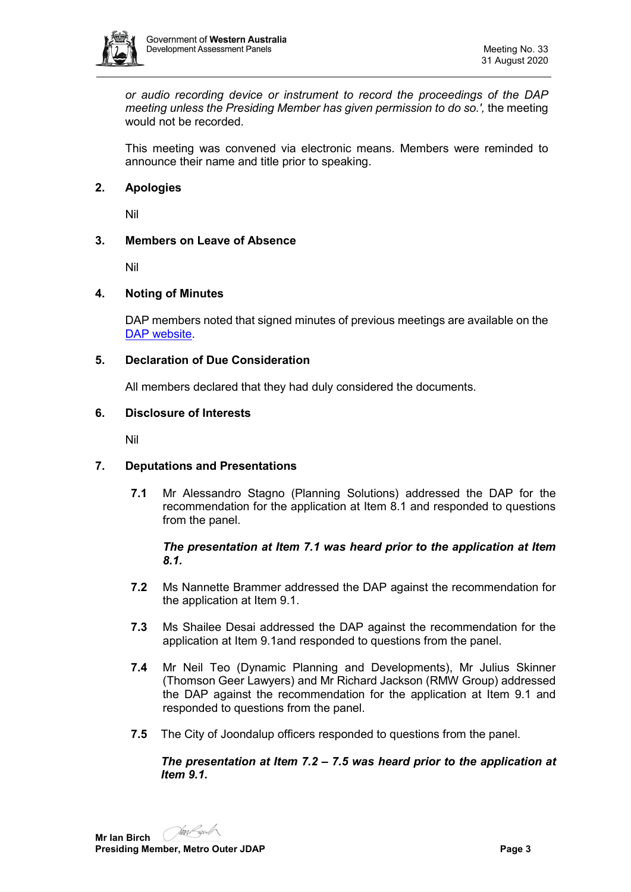*or audio recording device or instrument to record the proceedings of the DAP meeting unless the Presiding Member has given permission to do so.',* the meeting would not be recorded.

This meeting was convened via electronic means. Members were reminded to announce their name and title prior to speaking.

## 2. Apologies

Nil

## 3. Members on Leave of Absence

Nil

## 4. Noting of Minutes

DAP members noted that signed minutes of previous meetings are available on the DAP website.

## 5. Declaration of Due Consideration

All members declared that they had duly considered the documents.

## 6. Disclosure of Interests

Nil

## 7. Deputations and Presentations

**7.1** Mr Alessandro Stagno (Planning Solutions) addressed the DAP for the recommendation for the application at Item 8.1 and responded to questions from the panel.

***The presentation at Item 7.1 was heard prior to the application at Item 8.1.***

**7.2** Ms Nannette Brammer addressed the DAP against the recommendation for the application at Item 9.1.

**7.3** Ms Shailee Desai addressed the DAP against the recommendation for the application at Item 9.1and responded to questions from the panel.

**7.4** Mr Neil Teo (Dynamic Planning and Developments), Mr Julius Skinner (Thomson Geer Lawyers) and Mr Richard Jackson (RMW Group) addressed the DAP against the recommendation for the application at Item 9.1 and responded to questions from the panel.

**7.5** The City of Joondalup officers responded to questions from the panel.

***The presentation at Item 7.2 – 7.5 was heard prior to the application at Item 9.1.***

**Mr Ian Birch**
**Presiding Member, Metro Outer JDAP**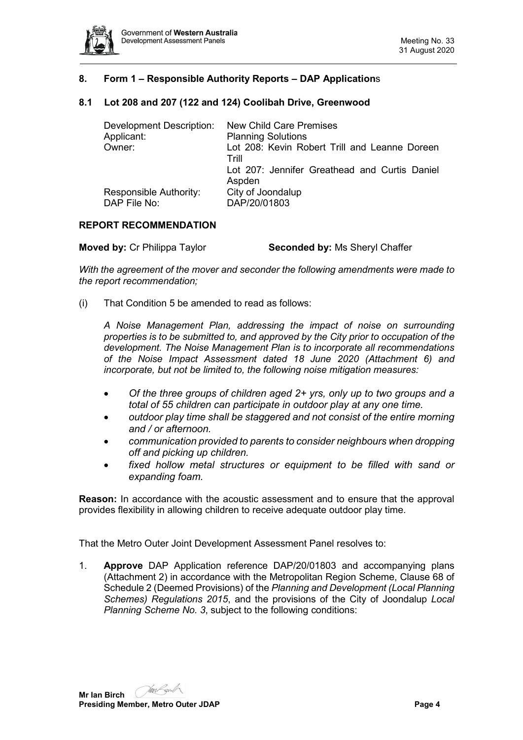## 8. Form 1 – Responsible Authority Reports – DAP Applications

### 8.1 Lot 208 and 207 (122 and 124) Coolibah Drive, Greenwood

| | |
|---|---|
| Development Description: | New Child Care Premises |
| Applicant: | Planning Solutions |
| Owner: | Lot 208: Kevin Robert Trill and Leanne Doreen Trill<br>Lot 207: Jennifer Greathead and Curtis Daniel Aspden |
| Responsible Authority: | City of Joondalup |
| DAP File No: | DAP/20/01803 |

**REPORT RECOMMENDATION**

**Moved by:** Cr Philippa Taylor **Seconded by:** Ms Sheryl Chaffer

*With the agreement of the mover and seconder the following amendments were made to the report recommendation;*

(i) That Condition 5 be amended to read as follows:

*A Noise Management Plan, addressing the impact of noise on surrounding properties is to be submitted to, and approved by the City prior to occupation of the development. The Noise Management Plan is to incorporate all recommendations of the Noise Impact Assessment dated 18 June 2020 (Attachment 6) and incorporate, but not be limited to, the following noise mitigation measures:*

- *Of the three groups of children aged 2+ yrs, only up to two groups and a total of 55 children can participate in outdoor play at any one time.*
- *outdoor play time shall be staggered and not consist of the entire morning and / or afternoon.*
- *communication provided to parents to consider neighbours when dropping off and picking up children.*
- *fixed hollow metal structures or equipment to be filled with sand or expanding foam.*

**Reason:** In accordance with the acoustic assessment and to ensure that the approval provides flexibility in allowing children to receive adequate outdoor play time.

That the Metro Outer Joint Development Assessment Panel resolves to:

1. **Approve** DAP Application reference DAP/20/01803 and accompanying plans (Attachment 2) in accordance with the Metropolitan Region Scheme, Clause 68 of Schedule 2 (Deemed Provisions) of the *Planning and Development (Local Planning Schemes) Regulations 2015*, and the provisions of the City of Joondalup *Local Planning Scheme No. 3*, subject to the following conditions: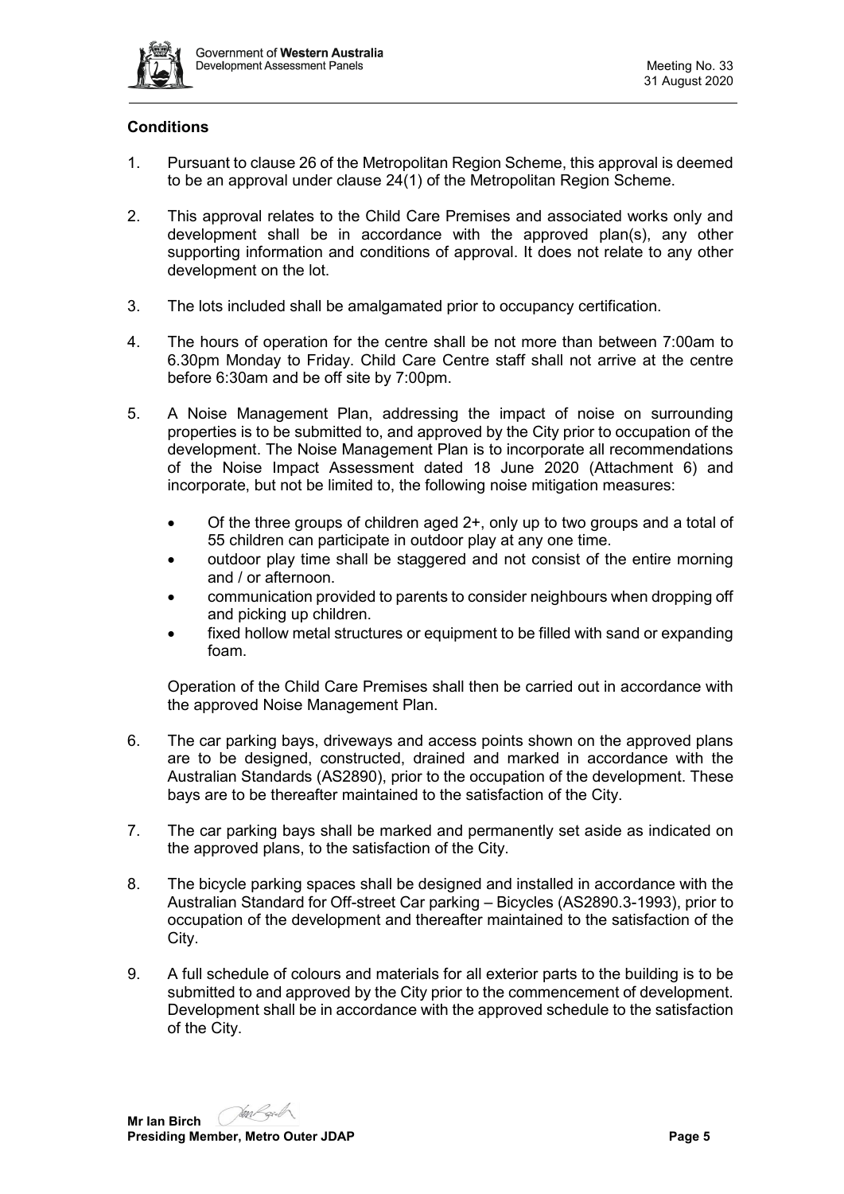**Conditions**

1. Pursuant to clause 26 of the Metropolitan Region Scheme, this approval is deemed to be an approval under clause 24(1) of the Metropolitan Region Scheme.

2. This approval relates to the Child Care Premises and associated works only and development shall be in accordance with the approved plan(s), any other supporting information and conditions of approval. It does not relate to any other development on the lot.

3. The lots included shall be amalgamated prior to occupancy certification.

4. The hours of operation for the centre shall be not more than between 7:00am to 6.30pm Monday to Friday. Child Care Centre staff shall not arrive at the centre before 6:30am and be off site by 7:00pm.

5. A Noise Management Plan, addressing the impact of noise on surrounding properties is to be submitted to, and approved by the City prior to occupation of the development. The Noise Management Plan is to incorporate all recommendations of the Noise Impact Assessment dated 18 June 2020 (Attachment 6) and incorporate, but not be limited to, the following noise mitigation measures:

   - Of the three groups of children aged 2+, only up to two groups and a total of 55 children can participate in outdoor play at any one time.
   - outdoor play time shall be staggered and not consist of the entire morning and / or afternoon.
   - communication provided to parents to consider neighbours when dropping off and picking up children.
   - fixed hollow metal structures or equipment to be filled with sand or expanding foam.

   Operation of the Child Care Premises shall then be carried out in accordance with the approved Noise Management Plan.

6. The car parking bays, driveways and access points shown on the approved plans are to be designed, constructed, drained and marked in accordance with the Australian Standards (AS2890), prior to the occupation of the development. These bays are to be thereafter maintained to the satisfaction of the City.

7. The car parking bays shall be marked and permanently set aside as indicated on the approved plans, to the satisfaction of the City.

8. The bicycle parking spaces shall be designed and installed in accordance with the Australian Standard for Off-street Car parking – Bicycles (AS2890.3-1993), prior to occupation of the development and thereafter maintained to the satisfaction of the City.

9. A full schedule of colours and materials for all exterior parts to the building is to be submitted to and approved by the City prior to the commencement of development. Development shall be in accordance with the approved schedule to the satisfaction of the City.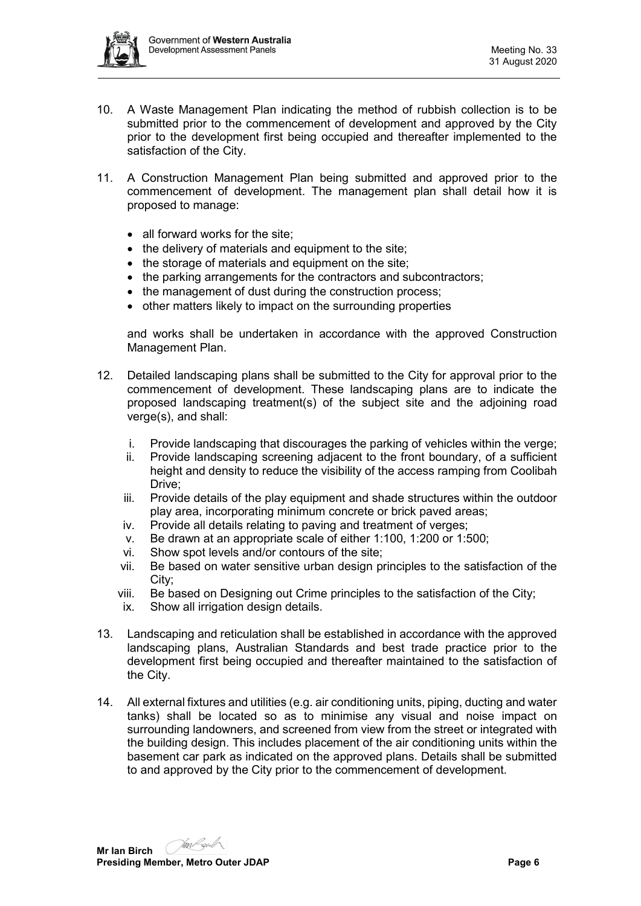10. A Waste Management Plan indicating the method of rubbish collection is to be submitted prior to the commencement of development and approved by the City prior to the development first being occupied and thereafter implemented to the satisfaction of the City.

11. A Construction Management Plan being submitted and approved prior to the commencement of development. The management plan shall detail how it is proposed to manage:

    - all forward works for the site;
    - the delivery of materials and equipment to the site;
    - the storage of materials and equipment on the site;
    - the parking arrangements for the contractors and subcontractors;
    - the management of dust during the construction process;
    - other matters likely to impact on the surrounding properties

    and works shall be undertaken in accordance with the approved Construction Management Plan.

12. Detailed landscaping plans shall be submitted to the City for approval prior to the commencement of development. These landscaping plans are to indicate the proposed landscaping treatment(s) of the subject site and the adjoining road verge(s), and shall:

    i. Provide landscaping that discourages the parking of vehicles within the verge;
    ii. Provide landscaping screening adjacent to the front boundary, of a sufficient height and density to reduce the visibility of the access ramping from Coolibah Drive;
    iii. Provide details of the play equipment and shade structures within the outdoor play area, incorporating minimum concrete or brick paved areas;
    iv. Provide all details relating to paving and treatment of verges;
    v. Be drawn at an appropriate scale of either 1:100, 1:200 or 1:500;
    vi. Show spot levels and/or contours of the site;
    vii. Be based on water sensitive urban design principles to the satisfaction of the City;
    viii. Be based on Designing out Crime principles to the satisfaction of the City;
    ix. Show all irrigation design details.

13. Landscaping and reticulation shall be established in accordance with the approved landscaping plans, Australian Standards and best trade practice prior to the development first being occupied and thereafter maintained to the satisfaction of the City.

14. All external fixtures and utilities (e.g. air conditioning units, piping, ducting and water tanks) shall be located so as to minimise any visual and noise impact on surrounding landowners, and screened from view from the street or integrated with the building design. This includes placement of the air conditioning units within the basement car park as indicated on the approved plans. Details shall be submitted to and approved by the City prior to the commencement of development.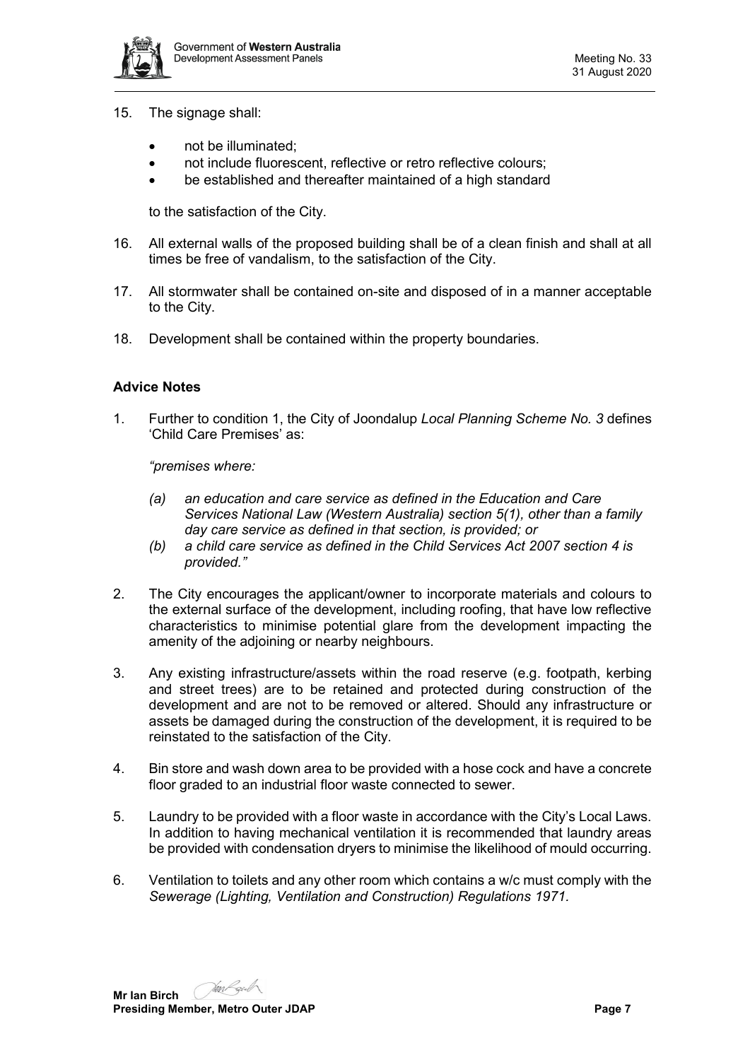15. The signage shall:

    - not be illuminated;
    - not include fluorescent, reflective or retro reflective colours;
    - be established and thereafter maintained of a high standard

    to the satisfaction of the City.

16. All external walls of the proposed building shall be of a clean finish and shall at all times be free of vandalism, to the satisfaction of the City.

17. All stormwater shall be contained on-site and disposed of in a manner acceptable to the City.

18. Development shall be contained within the property boundaries.

**Advice Notes**

1. Further to condition 1, the City of Joondalup *Local Planning Scheme No. 3* defines 'Child Care Premises' as:

   *"premises where:*

   *(a) an education and care service as defined in the Education and Care Services National Law (Western Australia) section 5(1), other than a family day care service as defined in that section, is provided; or*
   *(b) a child care service as defined in the Child Services Act 2007 section 4 is provided."*

2. The City encourages the applicant/owner to incorporate materials and colours to the external surface of the development, including roofing, that have low reflective characteristics to minimise potential glare from the development impacting the amenity of the adjoining or nearby neighbours.

3. Any existing infrastructure/assets within the road reserve (e.g. footpath, kerbing and street trees) are to be retained and protected during construction of the development and are not to be removed or altered. Should any infrastructure or assets be damaged during the construction of the development, it is required to be reinstated to the satisfaction of the City.

4. Bin store and wash down area to be provided with a hose cock and have a concrete floor graded to an industrial floor waste connected to sewer.

5. Laundry to be provided with a floor waste in accordance with the City's Local Laws. In addition to having mechanical ventilation it is recommended that laundry areas be provided with condensation dryers to minimise the likelihood of mould occurring.

6. Ventilation to toilets and any other room which contains a w/c must comply with the *Sewerage (Lighting, Ventilation and Construction) Regulations 1971.*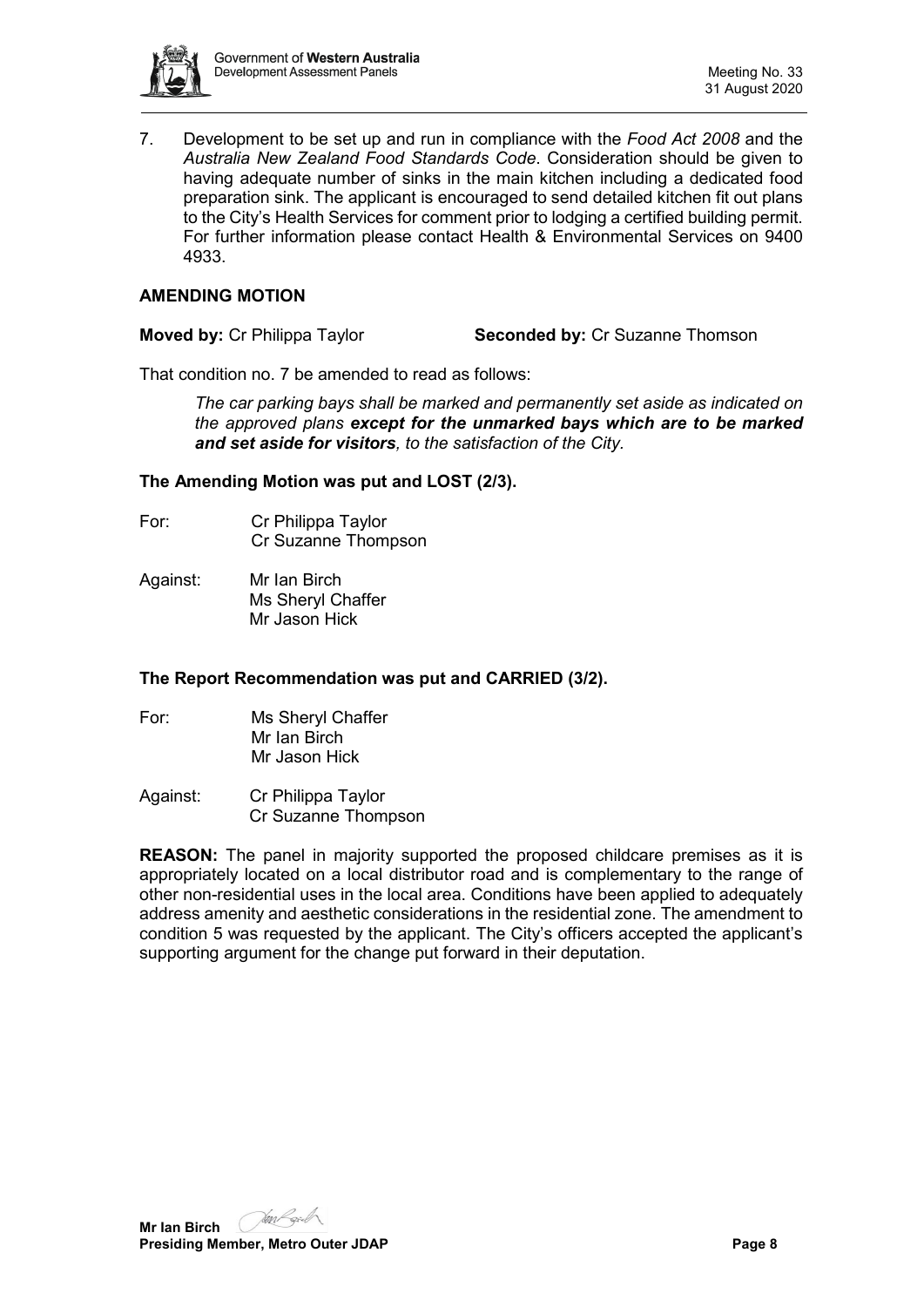7. Development to be set up and run in compliance with the *Food Act 2008* and the *Australia New Zealand Food Standards Code*. Consideration should be given to having adequate number of sinks in the main kitchen including a dedicated food preparation sink. The applicant is encouraged to send detailed kitchen fit out plans to the City's Health Services for comment prior to lodging a certified building permit. For further information please contact Health & Environmental Services on 9400 4933.

**AMENDING MOTION**

**Moved by:** Cr Philippa Taylor **Seconded by:** Cr Suzanne Thomson

That condition no. 7 be amended to read as follows:

> *The car parking bays shall be marked and permanently set aside as indicated on the approved plans* ***except for the unmarked bays which are to be marked and set aside for visitors****, to the satisfaction of the City.*

**The Amending Motion was put and LOST (2/3).**

For: Cr Philippa Taylor
Cr Suzanne Thompson

Against: Mr Ian Birch
Ms Sheryl Chaffer
Mr Jason Hick

**The Report Recommendation was put and CARRIED (3/2).**

For: Ms Sheryl Chaffer
Mr Ian Birch
Mr Jason Hick

Against: Cr Philippa Taylor
Cr Suzanne Thompson

**REASON:** The panel in majority supported the proposed childcare premises as it is appropriately located on a local distributor road and is complementary to the range of other non-residential uses in the local area. Conditions have been applied to adequately address amenity and aesthetic considerations in the residential zone. The amendment to condition 5 was requested by the applicant. The City's officers accepted the applicant's supporting argument for the change put forward in their deputation.

**Mr Ian Birch**
**Presiding Member, Metro Outer JDAP**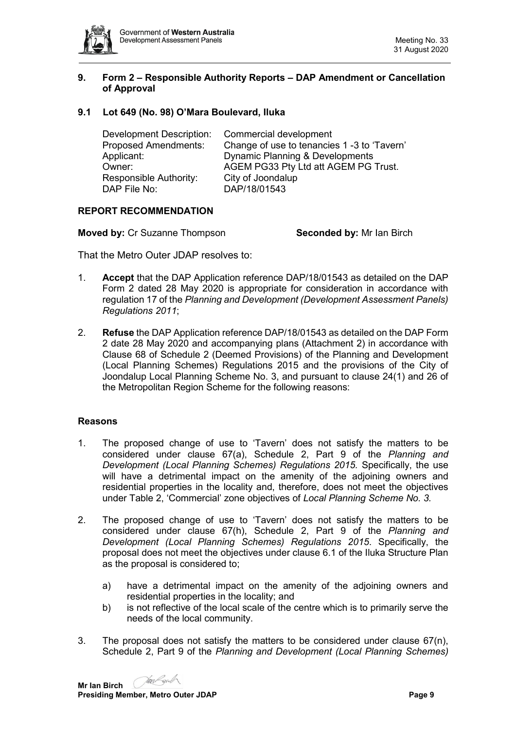## 9. Form 2 – Responsible Authority Reports – DAP Amendment or Cancellation of Approval

### 9.1 Lot 649 (No. 98) O'Mara Boulevard, Iluka

| | |
|---|---|
| Development Description: | Commercial development |
| Proposed Amendments: | Change of use to tenancies 1 -3 to 'Tavern' |
| Applicant: | Dynamic Planning & Developments |
| Owner: | AGEM PG33 Pty Ltd att AGEM PG Trust. |
| Responsible Authority: | City of Joondalup |
| DAP File No: | DAP/18/01543 |

**REPORT RECOMMENDATION**

**Moved by:** Cr Suzanne Thompson **Seconded by:** Mr Ian Birch

That the Metro Outer JDAP resolves to:

1. **Accept** that the DAP Application reference DAP/18/01543 as detailed on the DAP Form 2 dated 28 May 2020 is appropriate for consideration in accordance with regulation 17 of the *Planning and Development (Development Assessment Panels) Regulations 2011*;

2. **Refuse** the DAP Application reference DAP/18/01543 as detailed on the DAP Form 2 date 28 May 2020 and accompanying plans (Attachment 2) in accordance with Clause 68 of Schedule 2 (Deemed Provisions) of the Planning and Development (Local Planning Schemes) Regulations 2015 and the provisions of the City of Joondalup Local Planning Scheme No. 3, and pursuant to clause 24(1) and 26 of the Metropolitan Region Scheme for the following reasons:

**Reasons**

1. The proposed change of use to 'Tavern' does not satisfy the matters to be considered under clause 67(a), Schedule 2, Part 9 of the *Planning and Development (Local Planning Schemes) Regulations 2015*. Specifically, the use will have a detrimental impact on the amenity of the adjoining owners and residential properties in the locality and, therefore, does not meet the objectives under Table 2, 'Commercial' zone objectives of *Local Planning Scheme No. 3.*

2. The proposed change of use to 'Tavern' does not satisfy the matters to be considered under clause 67(h), Schedule 2, Part 9 of the *Planning and Development (Local Planning Schemes) Regulations 2015*. Specifically, the proposal does not meet the objectives under clause 6.1 of the Iluka Structure Plan as the proposal is considered to;

   a) have a detrimental impact on the amenity of the adjoining owners and residential properties in the locality; and
   b) is not reflective of the local scale of the centre which is to primarily serve the needs of the local community.

3. The proposal does not satisfy the matters to be considered under clause 67(n), Schedule 2, Part 9 of the *Planning and Development (Local Planning Schemes)*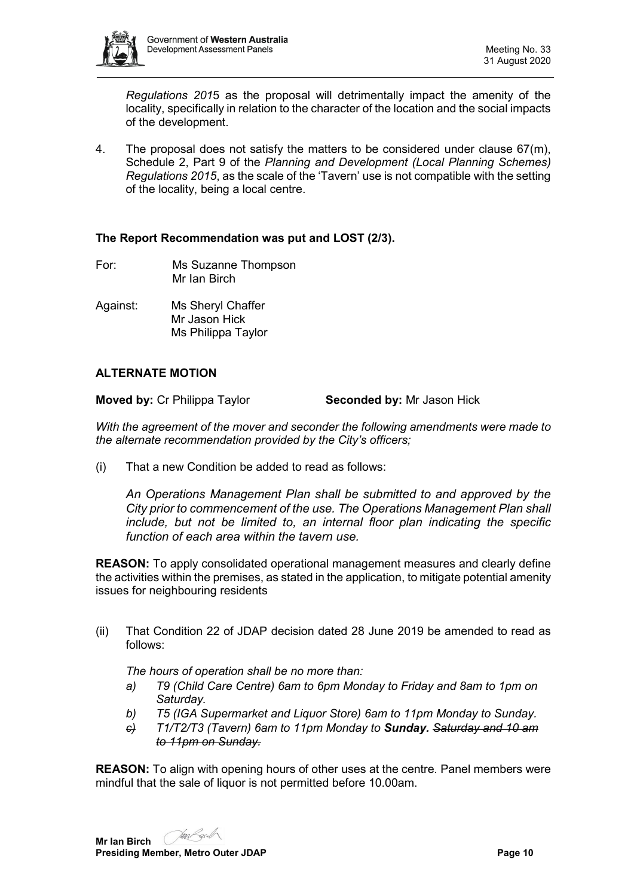*Regulations 2015* as the proposal will detrimentally impact the amenity of the locality, specifically in relation to the character of the location and the social impacts of the development.

4. The proposal does not satisfy the matters to be considered under clause 67(m), Schedule 2, Part 9 of the *Planning and Development (Local Planning Schemes) Regulations 2015*, as the scale of the 'Tavern' use is not compatible with the setting of the locality, being a local centre.

**The Report Recommendation was put and LOST (2/3).**

For: Ms Suzanne Thompson
Mr Ian Birch

Against: Ms Sheryl Chaffer
Mr Jason Hick
Ms Philippa Taylor

**ALTERNATE MOTION**

**Moved by:** Cr Philippa Taylor **Seconded by:** Mr Jason Hick

*With the agreement of the mover and seconder the following amendments were made to the alternate recommendation provided by the City's officers;*

(i) That a new Condition be added to read as follows:

*An Operations Management Plan shall be submitted to and approved by the City prior to commencement of the use. The Operations Management Plan shall include, but not be limited to, an internal floor plan indicating the specific function of each area within the tavern use.*

**REASON:** To apply consolidated operational management measures and clearly define the activities within the premises, as stated in the application, to mitigate potential amenity issues for neighbouring residents

(ii) That Condition 22 of JDAP decision dated 28 June 2019 be amended to read as follows:

*The hours of operation shall be no more than:*

*a) T9 (Child Care Centre) 6am to 6pm Monday to Friday and 8am to 1pm on Saturday.*
*b) T5 (IGA Supermarket and Liquor Store) 6am to 11pm Monday to Sunday.*
*~~c)~~ T1/T2/T3 (Tavern) 6am to 11pm Monday to **Sunday.** ~~Saturday and 10 am to 11pm on Sunday.~~*

**REASON:** To align with opening hours of other uses at the centre. Panel members were mindful that the sale of liquor is not permitted before 10.00am.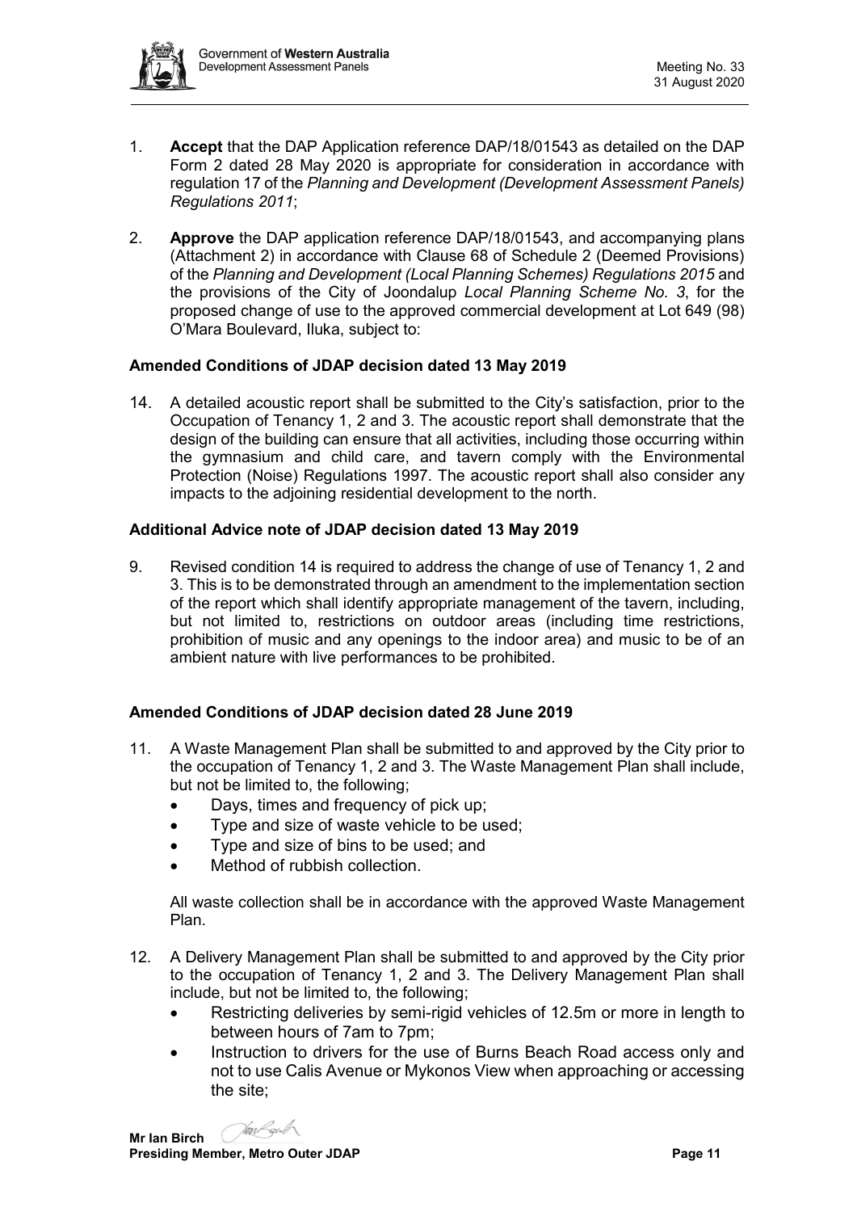1. **Accept** that the DAP Application reference DAP/18/01543 as detailed on the DAP Form 2 dated 28 May 2020 is appropriate for consideration in accordance with regulation 17 of the *Planning and Development (Development Assessment Panels) Regulations 2011*;

2. **Approve** the DAP application reference DAP/18/01543, and accompanying plans (Attachment 2) in accordance with Clause 68 of Schedule 2 (Deemed Provisions) of the *Planning and Development (Local Planning Schemes) Regulations 2015* and the provisions of the City of Joondalup *Local Planning Scheme No. 3*, for the proposed change of use to the approved commercial development at Lot 649 (98) O'Mara Boulevard, Iluka, subject to:

**Amended Conditions of JDAP decision dated 13 May 2019**

14. A detailed acoustic report shall be submitted to the City's satisfaction, prior to the Occupation of Tenancy 1, 2 and 3. The acoustic report shall demonstrate that the design of the building can ensure that all activities, including those occurring within the gymnasium and child care, and tavern comply with the Environmental Protection (Noise) Regulations 1997. The acoustic report shall also consider any impacts to the adjoining residential development to the north.

**Additional Advice note of JDAP decision dated 13 May 2019**

9. Revised condition 14 is required to address the change of use of Tenancy 1, 2 and 3. This is to be demonstrated through an amendment to the implementation section of the report which shall identify appropriate management of the tavern, including, but not limited to, restrictions on outdoor areas (including time restrictions, prohibition of music and any openings to the indoor area) and music to be of an ambient nature with live performances to be prohibited.

**Amended Conditions of JDAP decision dated 28 June 2019**

11. A Waste Management Plan shall be submitted to and approved by the City prior to the occupation of Tenancy 1, 2 and 3. The Waste Management Plan shall include, but not be limited to, the following;
    - Days, times and frequency of pick up;
    - Type and size of waste vehicle to be used;
    - Type and size of bins to be used; and
    - Method of rubbish collection.

    All waste collection shall be in accordance with the approved Waste Management Plan.

12. A Delivery Management Plan shall be submitted to and approved by the City prior to the occupation of Tenancy 1, 2 and 3. The Delivery Management Plan shall include, but not be limited to, the following;
    - Restricting deliveries by semi-rigid vehicles of 12.5m or more in length to between hours of 7am to 7pm;
    - Instruction to drivers for the use of Burns Beach Road access only and not to use Calis Avenue or Mykonos View when approaching or accessing the site;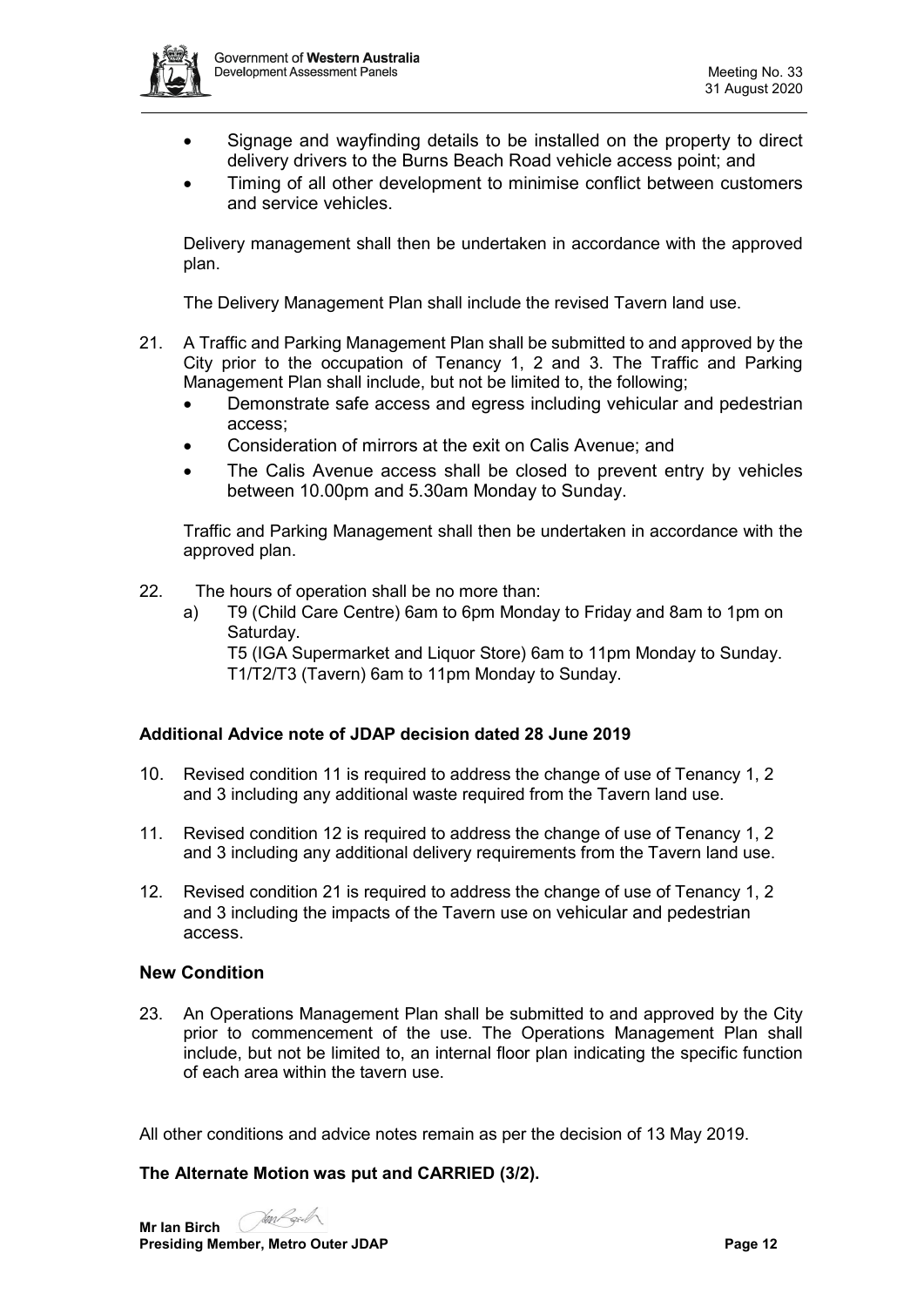- Signage and wayfinding details to be installed on the property to direct delivery drivers to the Burns Beach Road vehicle access point; and
- Timing of all other development to minimise conflict between customers and service vehicles.

Delivery management shall then be undertaken in accordance with the approved plan.

The Delivery Management Plan shall include the revised Tavern land use.

21. A Traffic and Parking Management Plan shall be submitted to and approved by the City prior to the occupation of Tenancy 1, 2 and 3. The Traffic and Parking Management Plan shall include, but not be limited to, the following;
    - Demonstrate safe access and egress including vehicular and pedestrian access;
    - Consideration of mirrors at the exit on Calis Avenue; and
    - The Calis Avenue access shall be closed to prevent entry by vehicles between 10.00pm and 5.30am Monday to Sunday.

    Traffic and Parking Management shall then be undertaken in accordance with the approved plan.

22. The hours of operation shall be no more than:
    a) T9 (Child Care Centre) 6am to 6pm Monday to Friday and 8am to 1pm on Saturday.
       T5 (IGA Supermarket and Liquor Store) 6am to 11pm Monday to Sunday.
       T1/T2/T3 (Tavern) 6am to 11pm Monday to Sunday.

**Additional Advice note of JDAP decision dated 28 June 2019**

10. Revised condition 11 is required to address the change of use of Tenancy 1, 2 and 3 including any additional waste required from the Tavern land use.

11. Revised condition 12 is required to address the change of use of Tenancy 1, 2 and 3 including any additional delivery requirements from the Tavern land use.

12. Revised condition 21 is required to address the change of use of Tenancy 1, 2 and 3 including the impacts of the Tavern use on vehicular and pedestrian access.

**New Condition**

23. An Operations Management Plan shall be submitted to and approved by the City prior to commencement of the use. The Operations Management Plan shall include, but not be limited to, an internal floor plan indicating the specific function of each area within the tavern use.

All other conditions and advice notes remain as per the decision of 13 May 2019.

**The Alternate Motion was put and CARRIED (3/2).**

**Mr Ian Birch**
**Presiding Member, Metro Outer JDAP**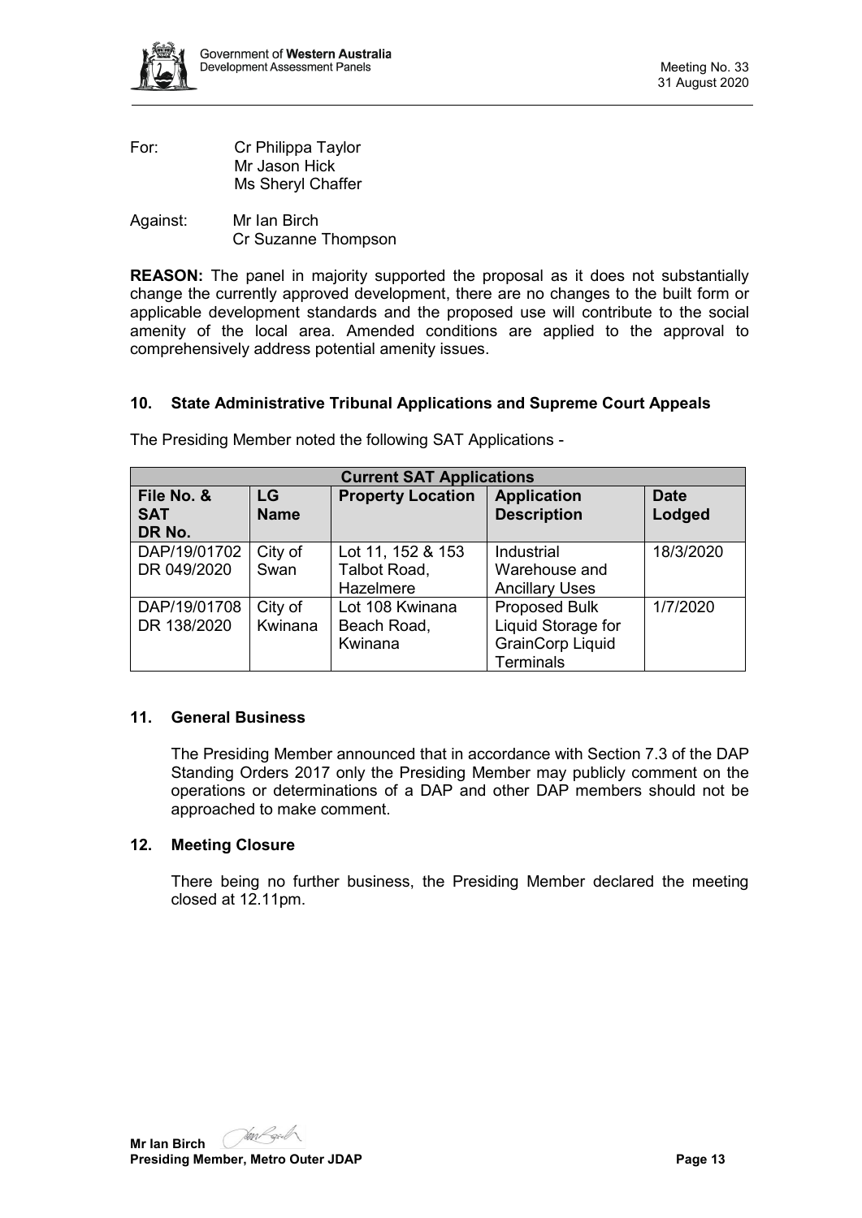For: Cr Philippa Taylor
Mr Jason Hick
Ms Sheryl Chaffer

Against: Mr Ian Birch
Cr Suzanne Thompson

**REASON:** The panel in majority supported the proposal as it does not substantially change the currently approved development, there are no changes to the built form or applicable development standards and the proposed use will contribute to the social amenity of the local area. Amended conditions are applied to the approval to comprehensively address potential amenity issues.

## 10. State Administrative Tribunal Applications and Supreme Court Appeals

The Presiding Member noted the following SAT Applications -

| Current SAT Applications | | | | |
|---|---|---|---|---|
| **File No. & SAT DR No.** | **LG Name** | **Property Location** | **Application Description** | **Date Lodged** |
| DAP/19/01702 DR 049/2020 | City of Swan | Lot 11, 152 & 153 Talbot Road, Hazelmere | Industrial Warehouse and Ancillary Uses | 18/3/2020 |
| DAP/19/01708 DR 138/2020 | City of Kwinana | Lot 108 Kwinana Beach Road, Kwinana | Proposed Bulk Liquid Storage for GrainCorp Liquid Terminals | 1/7/2020 |

## 11. General Business

The Presiding Member announced that in accordance with Section 7.3 of the DAP Standing Orders 2017 only the Presiding Member may publicly comment on the operations or determinations of a DAP and other DAP members should not be approached to make comment.

## 12. Meeting Closure

There being no further business, the Presiding Member declared the meeting closed at 12.11pm.